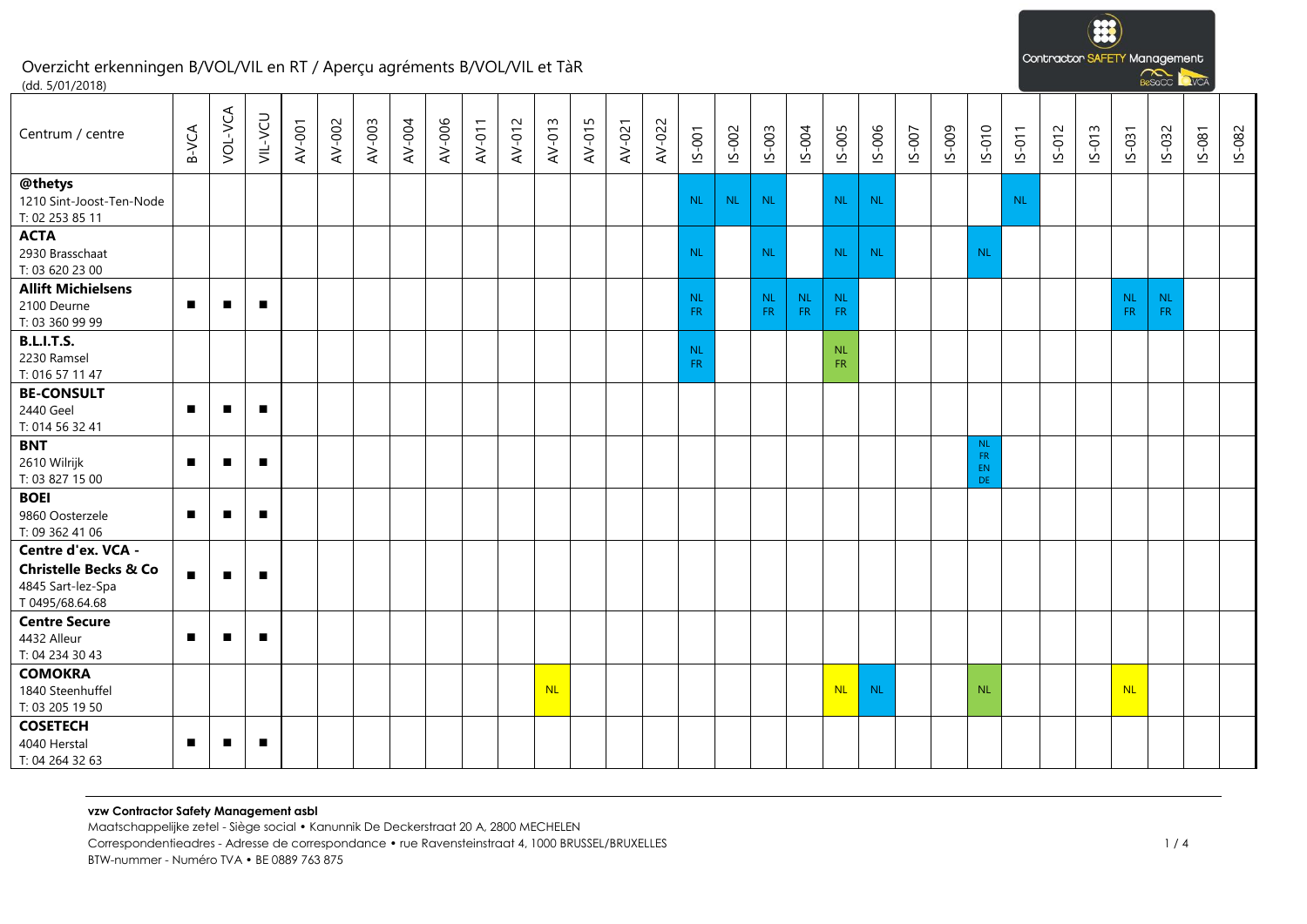# Overzicht erkenningen B/VOL/VIL en RT / Aperçu agréments B/VOL/VIL et TàR

(dd. 5/01/2018)

| Centrum / centre | B-VCA | VOL-VCA | VIL-VCU | AV-001 | AV-002 | AV-003 | AV-004 | AV-006 | AV-011 | AV-012 | AV-013 | AV-015 | AV-021 | AV-022 | IS-001 | IS-002 | IS-003 | IS-004 | IS-005 | IS-006 | IS-007 | IS-009 | IS-010 | IS-011 | IS-012 | IS-013 | IS-031 | IS-032 | IS-081 | IS-082 |
|---|---|---|---|---|---|---|---|---|---|---|---|---|---|---|---|---|---|---|---|---|---|---|---|---|---|---|---|---|---|---|
| **@thetys**<br>1210 Sint-Joost-Ten-Node<br>T: 02 253 85 11 | | | | | | | | | | | | | | | NL | NL | NL | | NL | NL | | | | NL | | | | | | |
| **ACTA**<br>2930 Brasschaat<br>T: 03 620 23 00 | | | | | | | | | | | | | | | NL | | NL | | NL | NL | | | NL | | | | | | | |
| **Allift Michielsens**<br>2100 Deurne<br>T: 03 360 99 99 | ■ | ■ | ■ | | | | | | | | | | | | NL FR | | NL FR | NL FR | NL FR | | | | | | | | NL FR | NL FR | | |
| **B.L.I.T.S.**<br>2230 Ramsel<br>T: 016 57 11 47 | | | | | | | | | | | | | | | NL FR | | | | NL FR | | | | | | | | | | | |
| **BE-CONSULT**<br>2440 Geel<br>T: 014 56 32 41 | ■ | ■ | ■ | | | | | | | | | | | | | | | | | | | | | | | | | | | |
| **BNT**<br>2610 Wilrijk<br>T: 03 827 15 00 | ■ | ■ | ■ | | | | | | | | | | | | | | | | | | | | NL FR EN DE | | | | | | | |
| **BOEI**<br>9860 Oosterzele<br>T: 09 362 41 06 | ■ | ■ | ■ | | | | | | | | | | | | | | | | | | | | | | | | | | | |
| **Centre d'ex. VCA - Christelle Becks & Co**<br>4845 Sart-lez-Spa<br>T 0495/68.64.68 | ■ | ■ | ■ | | | | | | | | | | | | | | | | | | | | | | | | | | | |
| **Centre Secure**<br>4432 Alleur<br>T: 04 234 30 43 | ■ | ■ | ■ | | | | | | | | | | | | | | | | | | | | | | | | | | | |
| **COMOKRA**<br>1840 Steenhuffel<br>T: 03 205 19 50 | | | | | | | | | | | NL | | | | | | | | NL | NL | | | NL | | | | NL | | | |
| **COSETECH**<br>4040 Herstal<br>T: 04 264 32 63 | ■ | ■ | ■ | | | | | | | | | | | | | | | | | | | | | | | | | | | |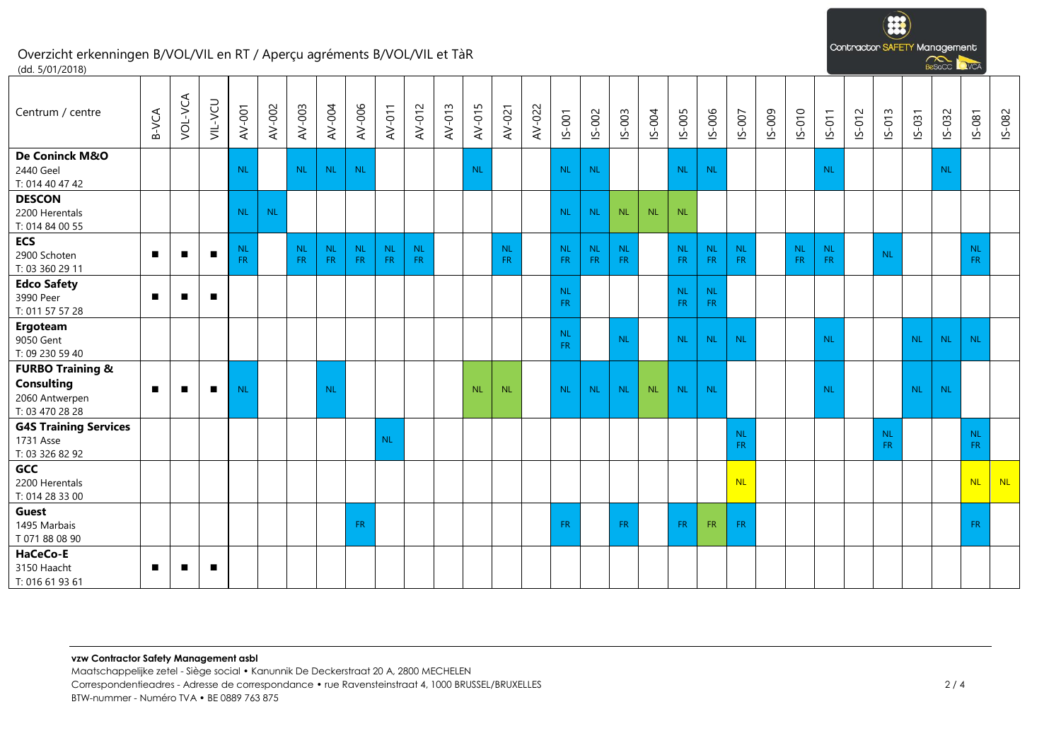# Overzicht erkenningen B/VOL/VIL en RT / Aperçu agréments B/VOL/VIL et TàR

(dd. 5/01/2018)

| Centrum / centre | B-VCA | VOL-VCA | VIL-VCU | AV-001 | AV-002 | AV-003 | AV-004 | AV-006 | AV-011 | AV-012 | AV-013 | AV-015 | AV-021 | AV-022 | IS-001 | IS-002 | IS-003 | IS-004 | IS-005 | IS-006 | IS-007 | IS-009 | IS-010 | IS-011 | IS-012 | IS-013 | IS-031 | IS-032 | IS-081 | IS-082 |
|---|---|---|---|---|---|---|---|---|---|---|---|---|---|---|---|---|---|---|---|---|---|---|---|---|---|---|---|---|---|---|
| **De Coninck M&O**<br>2440 Geel<br>T: 014 40 47 42 | | | | NL | | NL | NL | NL | | | | NL | | | NL | NL | | | NL | NL | | | | NL | | | | NL | | |
| **DESCON**<br>2200 Herentals<br>T: 014 84 00 55 | | | | NL | NL | | | | | | | | | | NL | NL | NL | NL | NL | | | | | | | | | | | |
| **ECS**<br>2900 Schoten<br>T: 03 360 29 11 | ■ | ■ | ■ | NL FR | | NL FR | NL FR | NL FR | NL FR | NL FR | | | NL FR | | NL FR | NL FR | NL FR | | NL FR | NL FR | NL FR | | NL FR | NL FR | | NL | | | NL FR | |
| **Edco Safety**<br>3990 Peer<br>T: 011 57 57 28 | ■ | ■ | ■ | | | | | | | | | | | | NL FR | | | | NL FR | NL FR | | | | | | | | | | |
| **Ergoteam**<br>9050 Gent<br>T: 09 230 59 40 | | | | | | | | | | | | | | | NL FR | | NL | | NL | NL | NL | | | NL | | | NL | NL | NL | |
| **FURBO Training & Consulting**<br>2060 Antwerpen<br>T: 03 470 28 28 | ■ | ■ | ■ | NL | | | NL | | | | | NL | NL | | NL | NL | NL | NL | NL | NL | | | | NL | | | NL | NL | | |
| **G4S Training Services**<br>1731 Asse<br>T: 03 326 82 92 | | | | | | | | | NL | | | | | | | | | | | | NL FR | | | | | NL FR | | | NL FR | |
| **GCC**<br>2200 Herentals<br>T: 014 28 33 00 | | | | | | | | | | | | | | | | | | | | | NL | | | | | | | | NL | NL |
| **Guest**<br>1495 Marbais<br>T 071 88 08 90 | | | | | | | | FR | | | | | | | FR | | FR | | FR | FR | FR | | | | | | | | FR | |
| **HaCeCo-E**<br>3150 Haacht<br>T: 016 61 93 61 | ■ | ■ | ■ | | | | | | | | | | | | | | | | | | | | | | | | | | | |

**vzw Contractor Safety Management asbl**
Maatschappelijke zetel - Siège social • Kanunnik De Deckerstraat 20 A, 2800 MECHELEN
Correspondentieadres - Adresse de correspondance • rue Ravensteinstraat 4, 1000 BRUSSEL/BRUXELLES
BTW-nummer - Numéro TVA • BE 0889 763 875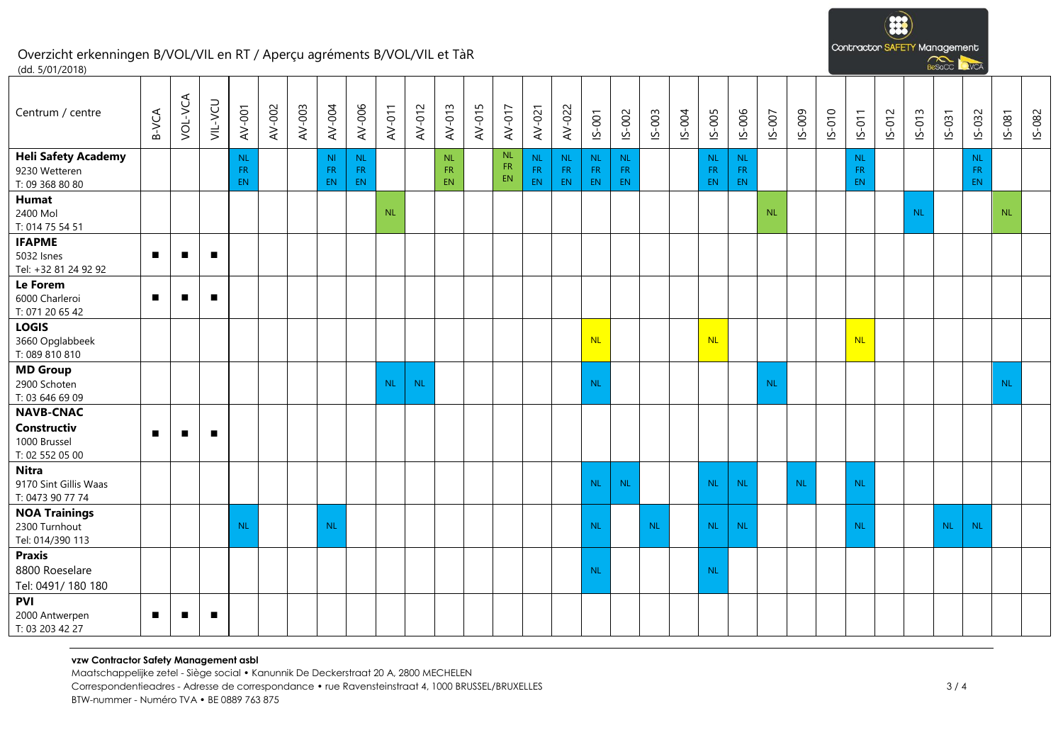Overzicht erkenningen B/VOL/VIL en RT / Aperçu agréments B/VOL/VIL et TàR
(dd. 5/01/2018)

| Centrum / centre | B-VCA | VOL-VCA | VIL-VCU | AV-001 | AV-002 | AV-003 | AV-004 | AV-006 | AV-011 | AV-012 | AV-013 | AV-015 | AV-017 | AV-021 | AV-022 | IS-001 | IS-002 | IS-003 | IS-004 | IS-005 | IS-006 | IS-007 | IS-009 | IS-010 | IS-011 | IS-012 | IS-013 | IS-031 | IS-032 | IS-081 | IS-082 |
|---|---|---|---|---|---|---|---|---|---|---|---|---|---|---|---|---|---|---|---|---|---|---|---|---|---|---|---|---|---|---|---|
| **Heli Safety Academy**<br>9230 Wetteren<br>T: 09 368 80 80 | | | | NL FR EN | | | Nl FR EN | NL FR EN | | | NL FR EN | | NL FR EN | NL FR EN | NL FR EN | NL FR EN | NL FR EN | | | NL FR EN | NL FR EN | | | | NL FR EN | | | | NL FR EN | | |
| **Humat**<br>2400 Mol<br>T: 014 75 54 51 | | | | | | | | | NL | | | | | | | | | | | | | NL | | | | | NL | | | NL | |
| **IFAPME**<br>5032 Isnes<br>Tel: +32 81 24 92 92 | ■ | ■ | ■ | | | | | | | | | | | | | | | | | | | | | | | | | | | | |
| **Le Forem**<br>6000 Charleroi<br>T: 071 20 65 42 | ■ | ■ | ■ | | | | | | | | | | | | | | | | | | | | | | | | | | | | |
| **LOGIS**<br>3660 Opglabbeek<br>T: 089 810 810 | | | | | | | | | | | | | | | | NL | | | | NL | | | | | NL | | | | | | |
| **MD Group**<br>2900 Schoten<br>T: 03 646 69 09 | | | | | | | | | NL | NL | | | | | | NL | | | | | | NL | | | | | | | | NL | |
| **NAVB-CNAC Constructiv**<br>1000 Brussel<br>T: 02 552 05 00 | ■ | ■ | ■ | | | | | | | | | | | | | | | | | | | | | | | | | | | | |
| **Nitra**<br>9170 Sint Gillis Waas<br>T: 0473 90 77 74 | | | | | | | | | | | | | | | | NL | NL | | | NL | NL | | NL | | NL | | | | | | |
| **NOA Trainings**<br>2300 Turnhout<br>Tel: 014/390 113 | | | | NL | | | NL | | | | | | | | | NL | | NL | | NL | NL | | | | NL | | | NL | NL | | |
| **Praxis**<br>8800 Roeselare<br>Tel: 0491/ 180 180 | | | | | | | | | | | | | | | | NL | | | | NL | | | | | | | | | | | |
| **PVI**<br>2000 Antwerpen<br>T: 03 203 42 27 | ■ | ■ | ■ | | | | | | | | | | | | | | | | | | | | | | | | | | | | |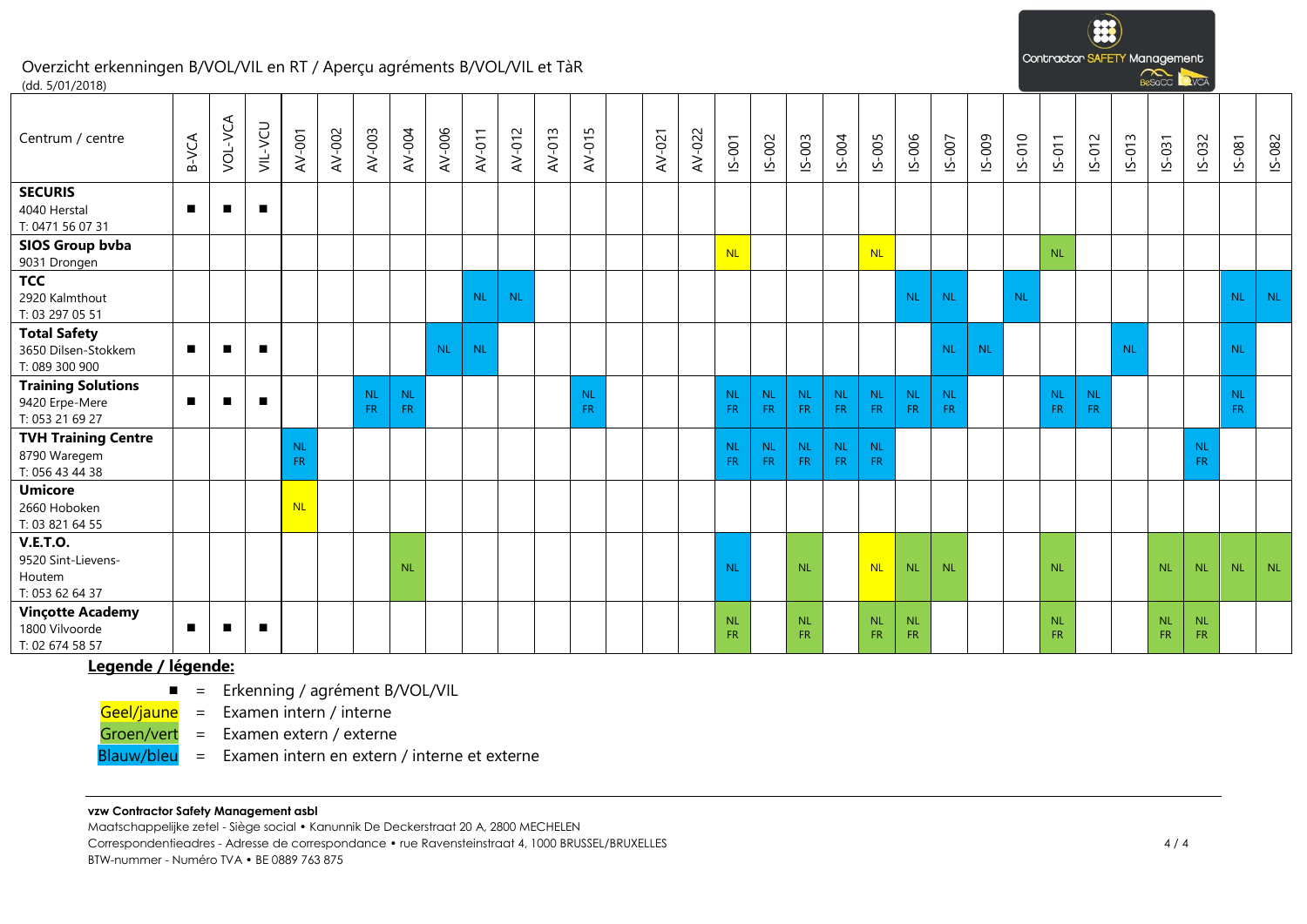Overzicht erkenningen B/VOL/VIL en RT / Aperçu agréments B/VOL/VIL et TàR
(dd. 5/01/2018)

Kleur van de cel tussen haakjes: [geel] = examen intern, [groen] = examen extern, [blauw] = examen intern en extern.

| Centrum / centre | B-VCA | VOL-VCA | VIL-VCU | AV-001 | AV-002 | AV-003 | AV-004 | AV-006 | AV-011 | AV-012 | AV-013 | AV-015 | | AV-021 | AV-022 | IS-001 | IS-002 | IS-003 | IS-004 | IS-005 | IS-006 | IS-007 | IS-009 | IS-010 | IS-011 | IS-012 | IS-013 | IS-031 | IS-032 | IS-081 | IS-082 |
|---|---|---|---|---|---|---|---|---|---|---|---|---|---|---|---|---|---|---|---|---|---|---|---|---|---|---|---|---|---|---|---|
| **SECURIS**<br>4040 Herstal<br>T: 0471 56 07 31 | ■ | ■ | ■ | | | | | | | | | | | | | | | | | | | | | | | | | | | | |
| **SIOS Group bvba**<br>9031 Drongen | | | | | | | | | | | | | | | | NL [geel] | | | | NL [geel] | | | | | NL [groen] | | | | | | |
| **TCC**<br>2920 Kalmthout<br>T: 03 297 05 51 | | | | | | | | | NL [blauw] | NL [blauw] | | | | | | | | | | | NL [blauw] | NL [blauw] | | NL [blauw] | | | | | | NL [blauw] | NL [blauw] |
| **Total Safety**<br>3650 Dilsen-Stokkem<br>T: 089 300 900 | ■ | ■ | ■ | | | | | NL [blauw] | NL [blauw] | | | | | | | | | | | | | NL [blauw] | NL [blauw] | | | | NL [blauw] | | | NL [blauw] | |
| **Training Solutions**<br>9420 Erpe-Mere<br>T: 053 21 69 27 | ■ | ■ | ■ | | | NL FR [blauw] | NL FR [blauw] | | | | | NL FR [blauw] | | | | NL FR [blauw] | NL FR [blauw] | NL FR [blauw] | NL FR [blauw] | NL FR [blauw] | NL FR [blauw] | NL FR [blauw] | | | NL FR [blauw] | NL FR [blauw] | | | | NL FR [blauw] | |
| **TVH Training Centre**<br>8790 Waregem<br>T: 056 43 44 38 | | | | NL FR [blauw] | | | | | | | | | | | | NL FR [blauw] | NL FR [blauw] | NL FR [blauw] | NL FR [blauw] | NL FR [blauw] | | | | | | | | | NL FR [blauw] | | |
| **Umicore**<br>2660 Hoboken<br>T: 03 821 64 55 | | | | NL [geel] | | | | | | | | | | | | | | | | | | | | | | | | | | | |
| **V.E.T.O.**<br>9520 Sint-Lievens-Houtem<br>T: 053 62 64 37 | | | | | | | NL [groen] | | | | | | | | | NL [blauw] | | NL [groen] | | NL [geel] | NL [groen] | NL [groen] | | | NL [groen] | | | NL [groen] | NL [groen] | NL [blauw] | NL [groen] |
| **Vinçotte Academy**<br>1800 Vilvoorde<br>T: 02 674 58 57 | ■ | ■ | ■ | | | | | | | | | | | | | NL FR [groen] | | NL FR [groen] | | NL FR [groen] | NL FR [groen] | | | | NL FR [groen] | | | NL FR [groen] | NL FR [groen] | | |

**Legende / légende:**

- ■ = Erkenning / agrément B/VOL/VIL
- Geel/jaune = Examen intern / interne
- Groen/vert = Examen extern / externe
- Blauw/bleu = Examen intern en extern / interne et externe

**vzw Contractor Safety Management asbl**
Maatschappelijke zetel - Siège social • Kanunnik De Deckerstraat 20 A, 2800 MECHELEN
Correspondentieadres - Adresse de correspondance • rue Ravensteinstraat 4, 1000 BRUSSEL/BRUXELLES
BTW-nummer - Numéro TVA • BE 0889 763 875